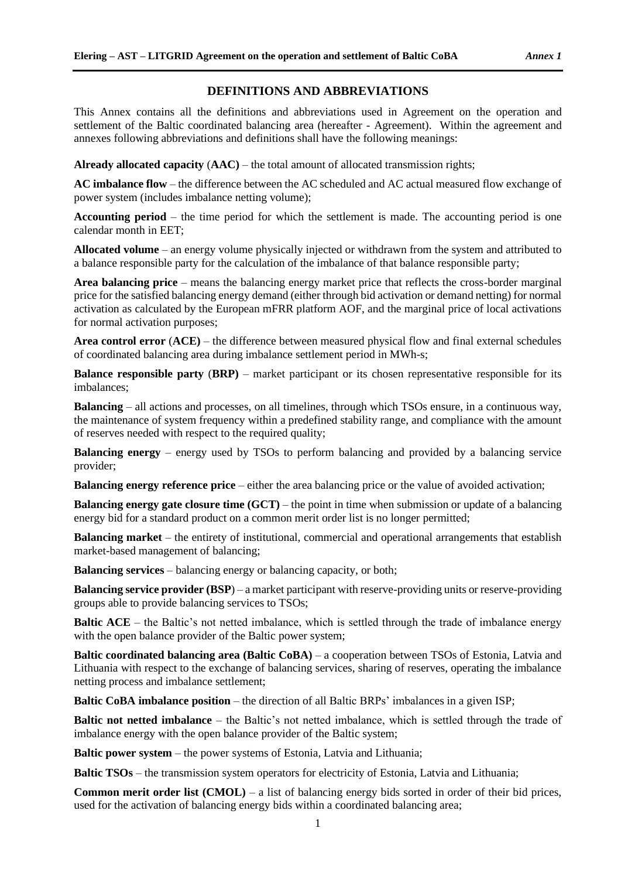## DEFINITIONS AND ABBREVIATIONS

This Annex contains all the definitions and abbreviations used in Agreement on the operation and settlement of the Baltic coordinated balancing area (hereafter - Agreement). Within the agreement and annexes following abbreviations and definitions shall have the following meanings:

**Already allocated capacity** (**AAC**) – the total amount of allocated transmission rights;

**AC imbalance flow** – the difference between the AC scheduled and AC actual measured flow exchange of power system (includes imbalance netting volume);

**Accounting period** – the time period for which the settlement is made. The accounting period is one calendar month in EET;

**Allocated volume** – an energy volume physically injected or withdrawn from the system and attributed to a balance responsible party for the calculation of the imbalance of that balance responsible party;

**Area balancing price** – means the balancing energy market price that reflects the cross-border marginal price for the satisfied balancing energy demand (either through bid activation or demand netting) for normal activation as calculated by the European mFRR platform AOF, and the marginal price of local activations for normal activation purposes;

**Area control error** (**ACE**) – the difference between measured physical flow and final external schedules of coordinated balancing area during imbalance settlement period in MWh-s;

**Balance responsible party** (**BRP**) – market participant or its chosen representative responsible for its imbalances;

**Balancing** – all actions and processes, on all timelines, through which TSOs ensure, in a continuous way, the maintenance of system frequency within a predefined stability range, and compliance with the amount of reserves needed with respect to the required quality;

**Balancing energy** – energy used by TSOs to perform balancing and provided by a balancing service provider;

**Balancing energy reference price** – either the area balancing price or the value of avoided activation;

**Balancing energy gate closure time (GCT)** – the point in time when submission or update of a balancing energy bid for a standard product on a common merit order list is no longer permitted;

**Balancing market** – the entirety of institutional, commercial and operational arrangements that establish market-based management of balancing;

**Balancing services** – balancing energy or balancing capacity, or both;

**Balancing service provider (BSP**) – a market participant with reserve-providing units or reserve-providing groups able to provide balancing services to TSOs;

**Baltic ACE** – the Baltic's not netted imbalance, which is settled through the trade of imbalance energy with the open balance provider of the Baltic power system;

**Baltic coordinated balancing area (Baltic CoBA)** – a cooperation between TSOs of Estonia, Latvia and Lithuania with respect to the exchange of balancing services, sharing of reserves, operating the imbalance netting process and imbalance settlement;

**Baltic CoBA imbalance position** – the direction of all Baltic BRPs' imbalances in a given ISP;

**Baltic not netted imbalance** – the Baltic's not netted imbalance, which is settled through the trade of imbalance energy with the open balance provider of the Baltic system;

**Baltic power system** – the power systems of Estonia, Latvia and Lithuania;

**Baltic TSOs** – the transmission system operators for electricity of Estonia, Latvia and Lithuania;

**Common merit order list (CMOL)** – a list of balancing energy bids sorted in order of their bid prices, used for the activation of balancing energy bids within a coordinated balancing area;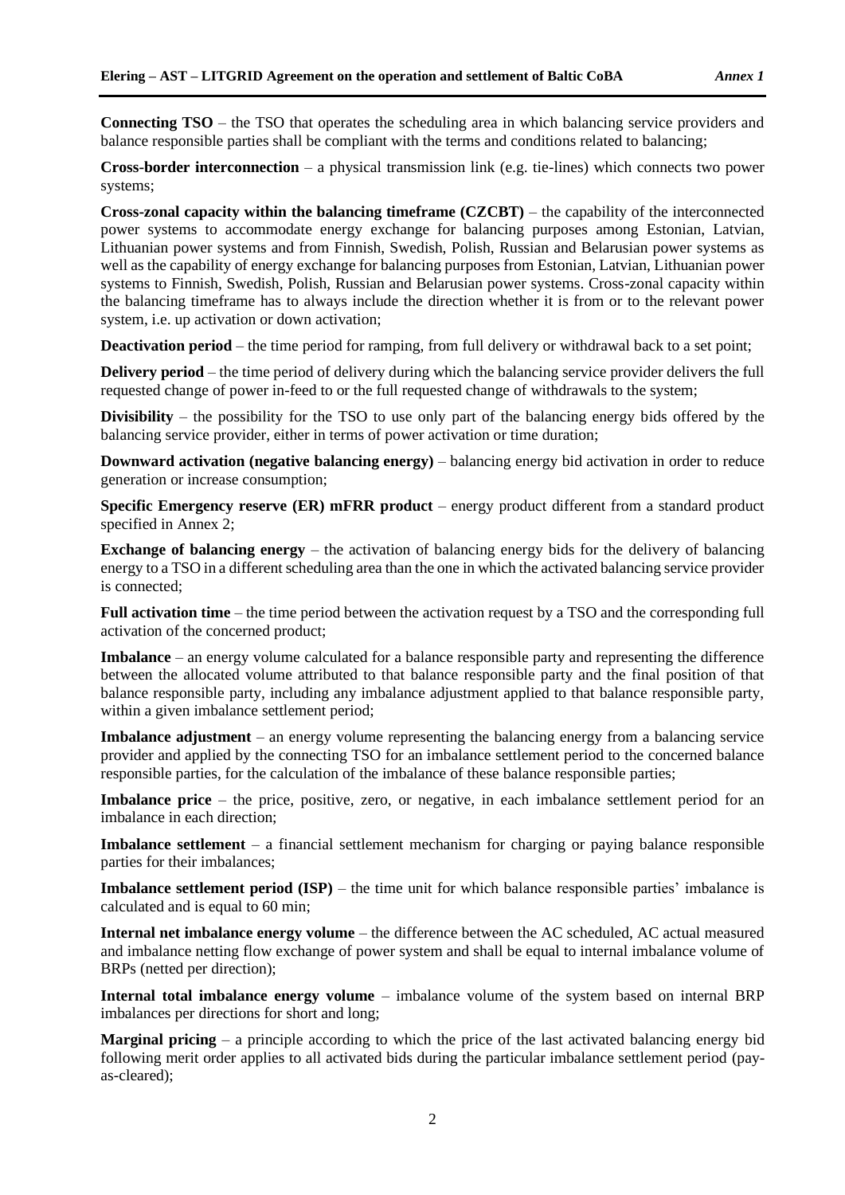**Connecting TSO** – the TSO that operates the scheduling area in which balancing service providers and balance responsible parties shall be compliant with the terms and conditions related to balancing;

**Cross-border interconnection** – a physical transmission link (e.g. tie-lines) which connects two power systems;

**Cross-zonal capacity within the balancing timeframe (CZCBT)** – the capability of the interconnected power systems to accommodate energy exchange for balancing purposes among Estonian, Latvian, Lithuanian power systems and from Finnish, Swedish, Polish, Russian and Belarusian power systems as well as the capability of energy exchange for balancing purposes from Estonian, Latvian, Lithuanian power systems to Finnish, Swedish, Polish, Russian and Belarusian power systems. Cross-zonal capacity within the balancing timeframe has to always include the direction whether it is from or to the relevant power system, i.e. up activation or down activation;

**Deactivation period** – the time period for ramping, from full delivery or withdrawal back to a set point;

**Delivery period** – the time period of delivery during which the balancing service provider delivers the full requested change of power in-feed to or the full requested change of withdrawals to the system;

**Divisibility** – the possibility for the TSO to use only part of the balancing energy bids offered by the balancing service provider, either in terms of power activation or time duration;

**Downward activation (negative balancing energy)** – balancing energy bid activation in order to reduce generation or increase consumption;

**Specific Emergency reserve (ER) mFRR product** – energy product different from a standard product specified in Annex 2;

**Exchange of balancing energy** – the activation of balancing energy bids for the delivery of balancing energy to a TSO in a different scheduling area than the one in which the activated balancing service provider is connected;

**Full activation time** – the time period between the activation request by a TSO and the corresponding full activation of the concerned product;

**Imbalance** – an energy volume calculated for a balance responsible party and representing the difference between the allocated volume attributed to that balance responsible party and the final position of that balance responsible party, including any imbalance adjustment applied to that balance responsible party, within a given imbalance settlement period;

**Imbalance adjustment** – an energy volume representing the balancing energy from a balancing service provider and applied by the connecting TSO for an imbalance settlement period to the concerned balance responsible parties, for the calculation of the imbalance of these balance responsible parties;

**Imbalance price** – the price, positive, zero, or negative, in each imbalance settlement period for an imbalance in each direction;

**Imbalance settlement** – a financial settlement mechanism for charging or paying balance responsible parties for their imbalances;

**Imbalance settlement period (ISP)** – the time unit for which balance responsible parties' imbalance is calculated and is equal to 60 min;

**Internal net imbalance energy volume** – the difference between the AC scheduled, AC actual measured and imbalance netting flow exchange of power system and shall be equal to internal imbalance volume of BRPs (netted per direction);

**Internal total imbalance energy volume** – imbalance volume of the system based on internal BRP imbalances per directions for short and long;

**Marginal pricing** – a principle according to which the price of the last activated balancing energy bid following merit order applies to all activated bids during the particular imbalance settlement period (pay-as-cleared);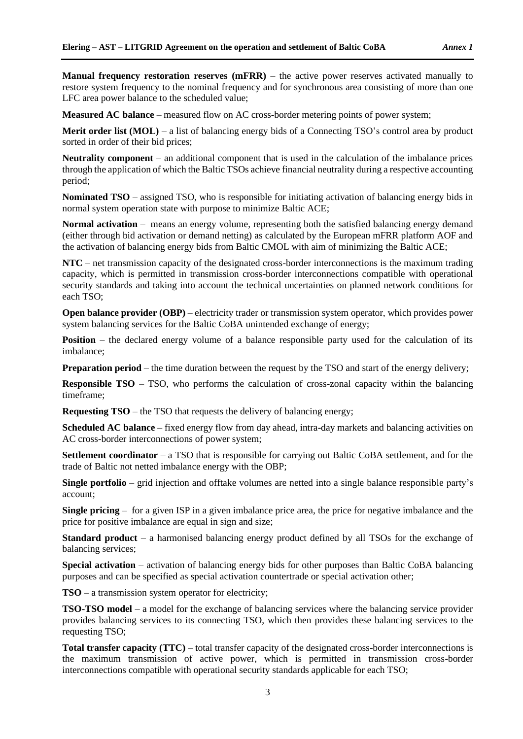**Manual frequency restoration reserves (mFRR)** – the active power reserves activated manually to restore system frequency to the nominal frequency and for synchronous area consisting of more than one LFC area power balance to the scheduled value;

**Measured AC balance** – measured flow on AC cross-border metering points of power system;

**Merit order list (MOL)** – a list of balancing energy bids of a Connecting TSO's control area by product sorted in order of their bid prices;

**Neutrality component** – an additional component that is used in the calculation of the imbalance prices through the application of which the Baltic TSOs achieve financial neutrality during a respective accounting period;

**Nominated TSO** – assigned TSO, who is responsible for initiating activation of balancing energy bids in normal system operation state with purpose to minimize Baltic ACE;

**Normal activation** – means an energy volume, representing both the satisfied balancing energy demand (either through bid activation or demand netting) as calculated by the European mFRR platform AOF and the activation of balancing energy bids from Baltic CMOL with aim of minimizing the Baltic ACE;

**NTC** – net transmission capacity of the designated cross-border interconnections is the maximum trading capacity, which is permitted in transmission cross-border interconnections compatible with operational security standards and taking into account the technical uncertainties on planned network conditions for each TSO;

**Open balance provider (OBP)** – electricity trader or transmission system operator, which provides power system balancing services for the Baltic CoBA unintended exchange of energy;

**Position** – the declared energy volume of a balance responsible party used for the calculation of its imbalance;

**Preparation period** – the time duration between the request by the TSO and start of the energy delivery;

**Responsible TSO** – TSO, who performs the calculation of cross-zonal capacity within the balancing timeframe;

**Requesting TSO** – the TSO that requests the delivery of balancing energy;

**Scheduled AC balance** – fixed energy flow from day ahead, intra-day markets and balancing activities on AC cross-border interconnections of power system;

**Settlement coordinator** – a TSO that is responsible for carrying out Baltic CoBA settlement, and for the trade of Baltic not netted imbalance energy with the OBP;

**Single portfolio** – grid injection and offtake volumes are netted into a single balance responsible party's account;

**Single pricing** – for a given ISP in a given imbalance price area, the price for negative imbalance and the price for positive imbalance are equal in sign and size;

**Standard product** – a harmonised balancing energy product defined by all TSOs for the exchange of balancing services;

**Special activation** – activation of balancing energy bids for other purposes than Baltic CoBA balancing purposes and can be specified as special activation countertrade or special activation other;

**TSO** – a transmission system operator for electricity;

**TSO-TSO model** – a model for the exchange of balancing services where the balancing service provider provides balancing services to its connecting TSO, which then provides these balancing services to the requesting TSO;

**Total transfer capacity (TTC)** – total transfer capacity of the designated cross-border interconnections is the maximum transmission of active power, which is permitted in transmission cross-border interconnections compatible with operational security standards applicable for each TSO;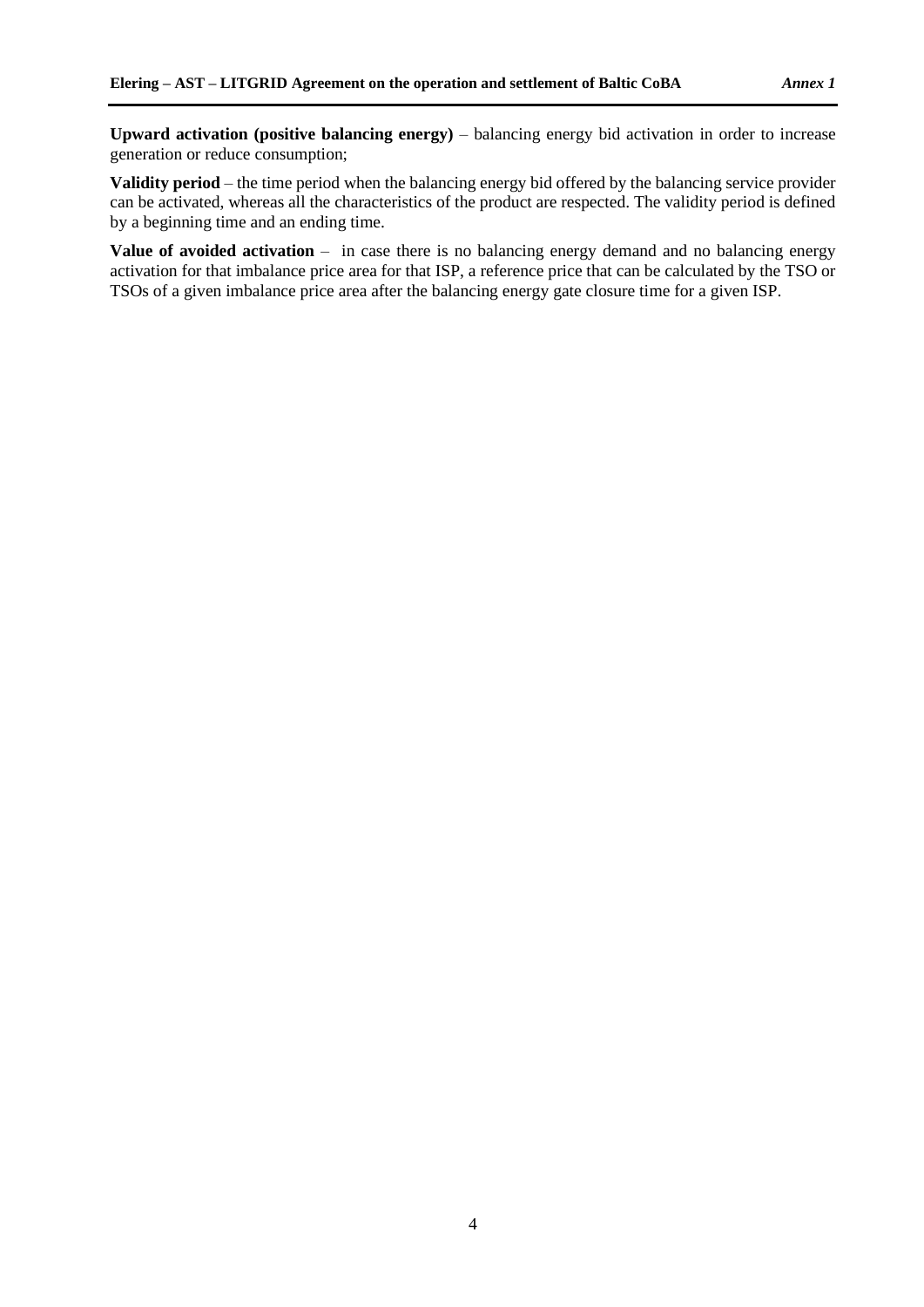**Upward activation (positive balancing energy)** – balancing energy bid activation in order to increase generation or reduce consumption;

**Validity period** – the time period when the balancing energy bid offered by the balancing service provider can be activated, whereas all the characteristics of the product are respected. The validity period is defined by a beginning time and an ending time.

**Value of avoided activation** – in case there is no balancing energy demand and no balancing energy activation for that imbalance price area for that ISP, a reference price that can be calculated by the TSO or TSOs of a given imbalance price area after the balancing energy gate closure time for a given ISP.